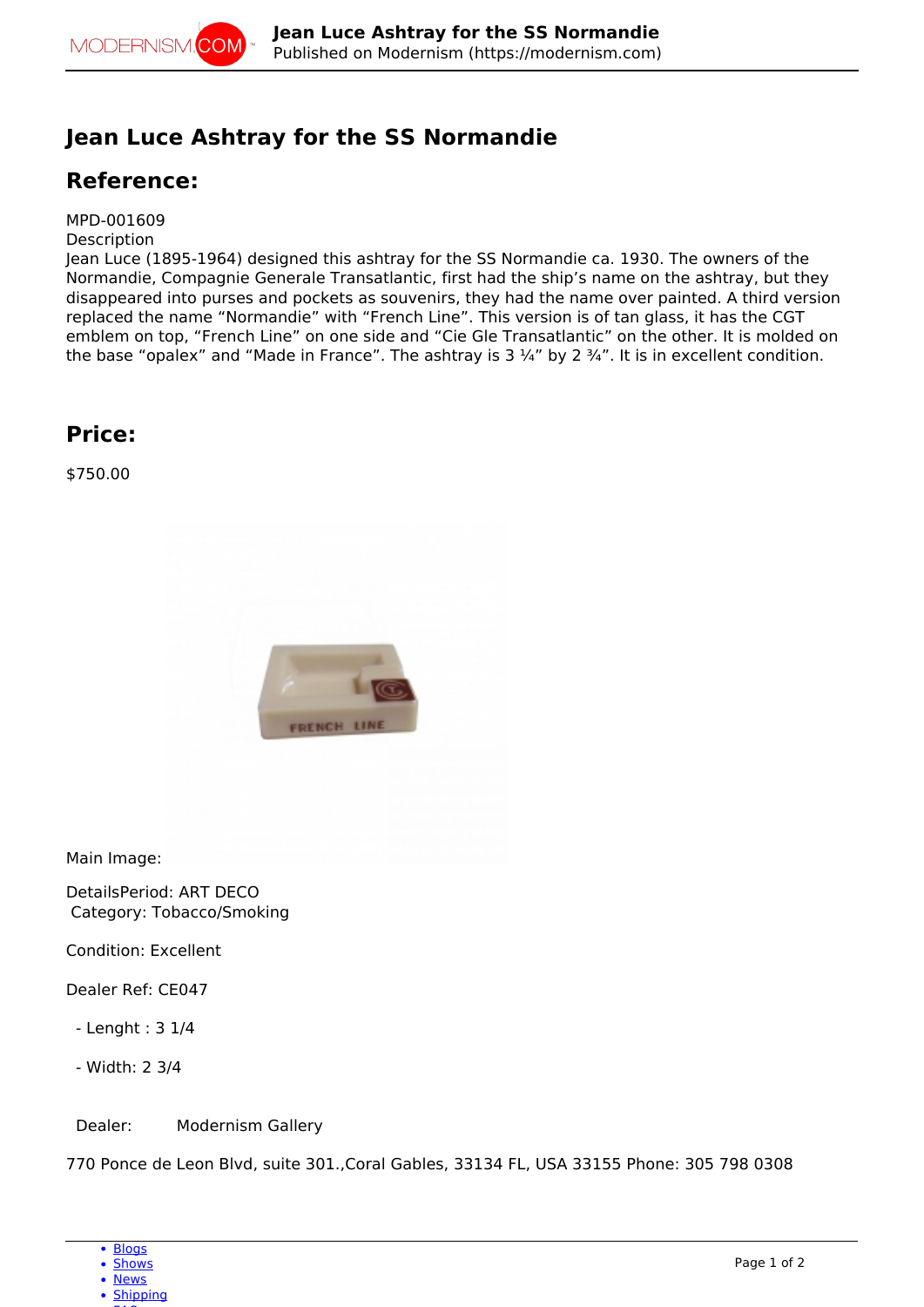# Jean Luce Ashtray for the SS Normandie

## Reference:

MPD-001609
Description
Jean Luce (1895-1964) designed this ashtray for the SS Normandie ca. 1930. The owners of the Normandie, Compagnie Generale Transatlantic, first had the ship’s name on the ashtray, but they disappeared into purses and pockets as souvenirs, they had the name over painted. A third version replaced the name “Normandie” with “French Line”. This version is of tan glass, it has the CGT emblem on top, “French Line” on one side and “Cie Gle Transatlantic” on the other. It is molded on the base “opalex” and “Made in France”. The ashtray is 3 ¼” by 2 ¾”. It is in excellent condition.

## Price:

$750.00

Main Image:

DetailsPeriod: ART DECO
Category: Tobacco/Smoking

Condition: Excellent

Dealer Ref: CE047

- Lenght : 3 1/4

- Width: 2 3/4

Dealer: Modernism Gallery

770 Ponce de Leon Blvd, suite 301.,Coral Gables, 33134 FL, USA 33155 Phone: 305 798 0308

- Blogs
- Shows
- News
- Shipping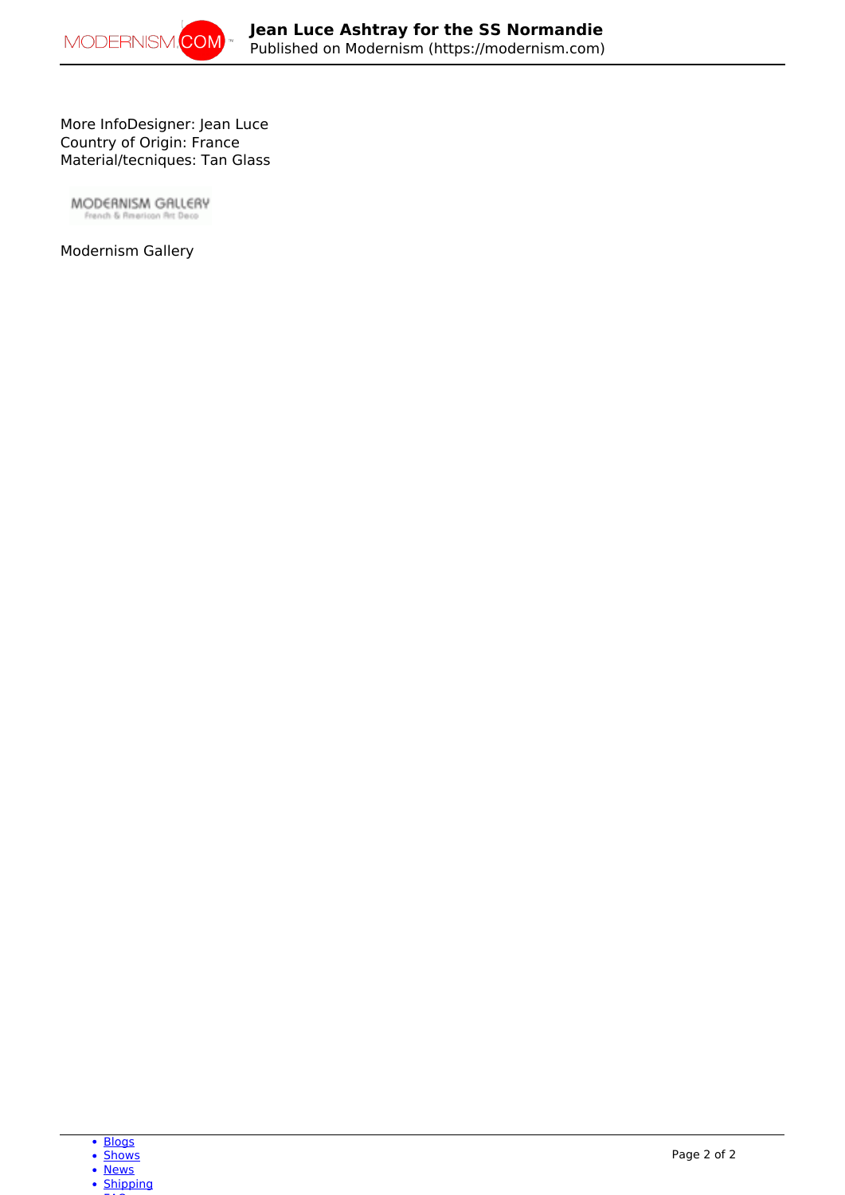More InfoDesigner: Jean Luce
Country of Origin: France
Material/tecniques: Tan Glass

MODERNISM GALLERY
French & American Art Deco

Modernism Gallery

- Blogs
- Shows
- News
- Shipping